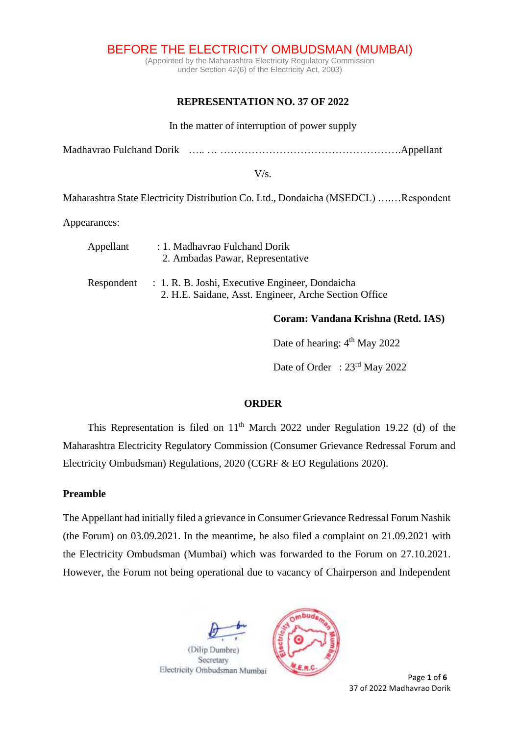# BEFORE THE ELECTRICITY OMBUDSMAN (MUMBAI)

(Appointed by the Maharashtra Electricity Regulatory Commission under Section 42(6) of the Electricity Act, 2003)

**REPRESENTATION NO. 37 OF 2022**

In the matter of interruption of power supply

Madhavrao Fulchand Dorik ….. … …………………………………………….Appellant

V/s.

Maharashtra State Electricity Distribution Co. Ltd., Dondaicha (MSEDCL) …….Respondent

Appearances:

Appellant : 1. Madhavrao Fulchand Dorik
2. Ambadas Pawar, Representative

Respondent : 1. R. B. Joshi, Executive Engineer, Dondaicha
2. H.E. Saidane, Asst. Engineer, Arche Section Office

**Coram: Vandana Krishna (Retd. IAS)**

Date of hearing: 4th May 2022

Date of Order : 23rd May 2022

**ORDER**

This Representation is filed on 11th March 2022 under Regulation 19.22 (d) of the Maharashtra Electricity Regulatory Commission (Consumer Grievance Redressal Forum and Electricity Ombudsman) Regulations, 2020 (CGRF & EO Regulations 2020).

**Preamble**

The Appellant had initially filed a grievance in Consumer Grievance Redressal Forum Nashik (the Forum) on 03.09.2021. In the meantime, he also filed a complaint on 21.09.2021 with the Electricity Ombudsman (Mumbai) which was forwarded to the Forum on 27.10.2021. However, the Forum not being operational due to vacancy of Chairperson and Independent

(Dilip Dumbre)
Secretary
Electricity Ombudsman Mumbai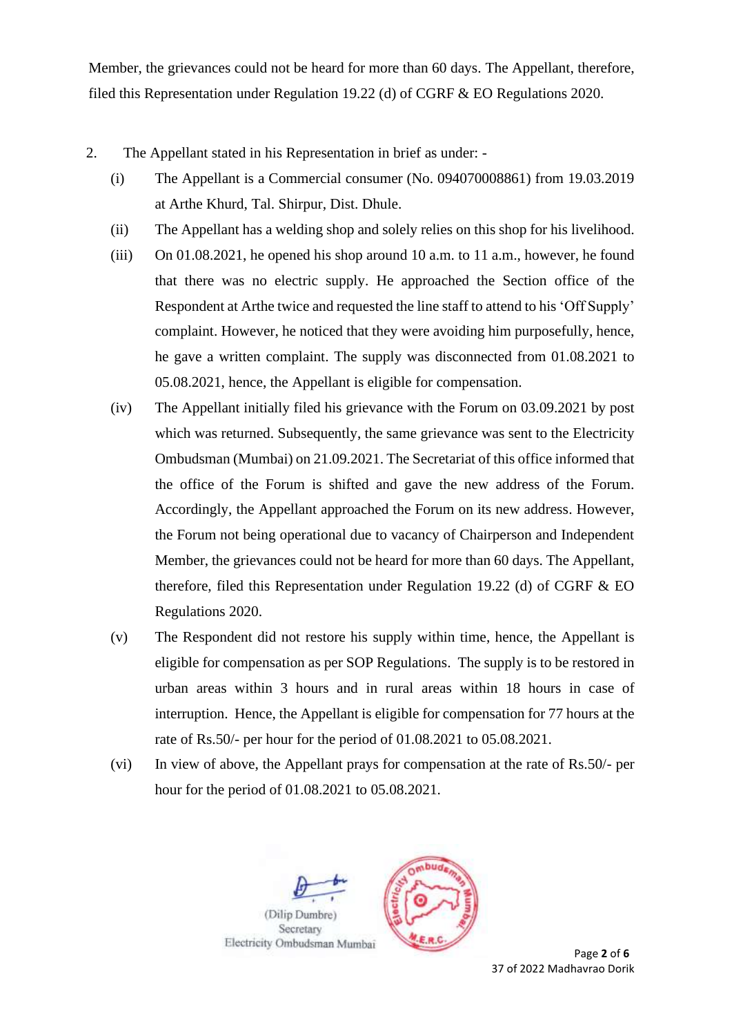Member, the grievances could not be heard for more than 60 days. The Appellant, therefore, filed this Representation under Regulation 19.22 (d) of CGRF & EO Regulations 2020.

2. The Appellant stated in his Representation in brief as under: -

   (i) The Appellant is a Commercial consumer (No. 094070008861) from 19.03.2019 at Arthe Khurd, Tal. Shirpur, Dist. Dhule.

   (ii) The Appellant has a welding shop and solely relies on this shop for his livelihood.

   (iii) On 01.08.2021, he opened his shop around 10 a.m. to 11 a.m., however, he found that there was no electric supply. He approached the Section office of the Respondent at Arthe twice and requested the line staff to attend to his 'Off Supply' complaint. However, he noticed that they were avoiding him purposefully, hence, he gave a written complaint. The supply was disconnected from 01.08.2021 to 05.08.2021, hence, the Appellant is eligible for compensation.

   (iv) The Appellant initially filed his grievance with the Forum on 03.09.2021 by post which was returned. Subsequently, the same grievance was sent to the Electricity Ombudsman (Mumbai) on 21.09.2021. The Secretariat of this office informed that the office of the Forum is shifted and gave the new address of the Forum. Accordingly, the Appellant approached the Forum on its new address. However, the Forum not being operational due to vacancy of Chairperson and Independent Member, the grievances could not be heard for more than 60 days. The Appellant, therefore, filed this Representation under Regulation 19.22 (d) of CGRF & EO Regulations 2020.

   (v) The Respondent did not restore his supply within time, hence, the Appellant is eligible for compensation as per SOP Regulations. The supply is to be restored in urban areas within 3 hours and in rural areas within 18 hours in case of interruption. Hence, the Appellant is eligible for compensation for 77 hours at the rate of Rs.50/- per hour for the period of 01.08.2021 to 05.08.2021.

   (vi) In view of above, the Appellant prays for compensation at the rate of Rs.50/- per hour for the period of 01.08.2021 to 05.08.2021.

(Dilip Dumbre)
Secretary
Electricity Ombudsman Mumbai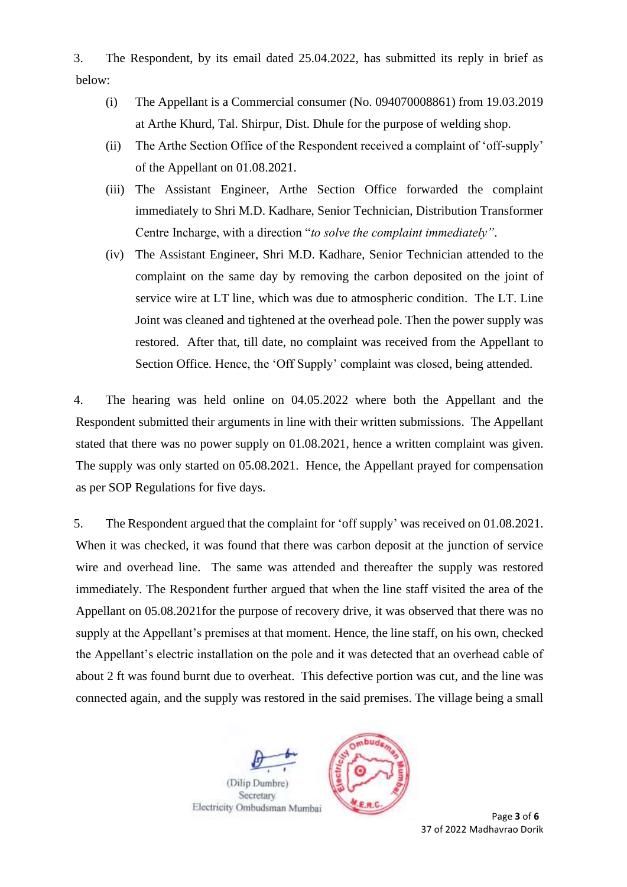3. The Respondent, by its email dated 25.04.2022, has submitted its reply in brief as below:

   (i) The Appellant is a Commercial consumer (No. 094070008861) from 19.03.2019 at Arthe Khurd, Tal. Shirpur, Dist. Dhule for the purpose of welding shop.

   (ii) The Arthe Section Office of the Respondent received a complaint of 'off-supply' of the Appellant on 01.08.2021.

   (iii) The Assistant Engineer, Arthe Section Office forwarded the complaint immediately to Shri M.D. Kadhare, Senior Technician, Distribution Transformer Centre Incharge, with a direction "*to solve the complaint immediately".*

   (iv) The Assistant Engineer, Shri M.D. Kadhare, Senior Technician attended to the complaint on the same day by removing the carbon deposited on the joint of service wire at LT line, which was due to atmospheric condition. The LT. Line Joint was cleaned and tightened at the overhead pole. Then the power supply was restored. After that, till date, no complaint was received from the Appellant to Section Office. Hence, the 'Off Supply' complaint was closed, being attended.

4. The hearing was held online on 04.05.2022 where both the Appellant and the Respondent submitted their arguments in line with their written submissions. The Appellant stated that there was no power supply on 01.08.2021, hence a written complaint was given. The supply was only started on 05.08.2021. Hence, the Appellant prayed for compensation as per SOP Regulations for five days.

5. The Respondent argued that the complaint for 'off supply' was received on 01.08.2021. When it was checked, it was found that there was carbon deposit at the junction of service wire and overhead line. The same was attended and thereafter the supply was restored immediately. The Respondent further argued that when the line staff visited the area of the Appellant on 05.08.2021for the purpose of recovery drive, it was observed that there was no supply at the Appellant's premises at that moment. Hence, the line staff, on his own, checked the Appellant's electric installation on the pole and it was detected that an overhead cable of about 2 ft was found burnt due to overheat. This defective portion was cut, and the line was connected again, and the supply was restored in the said premises. The village being a small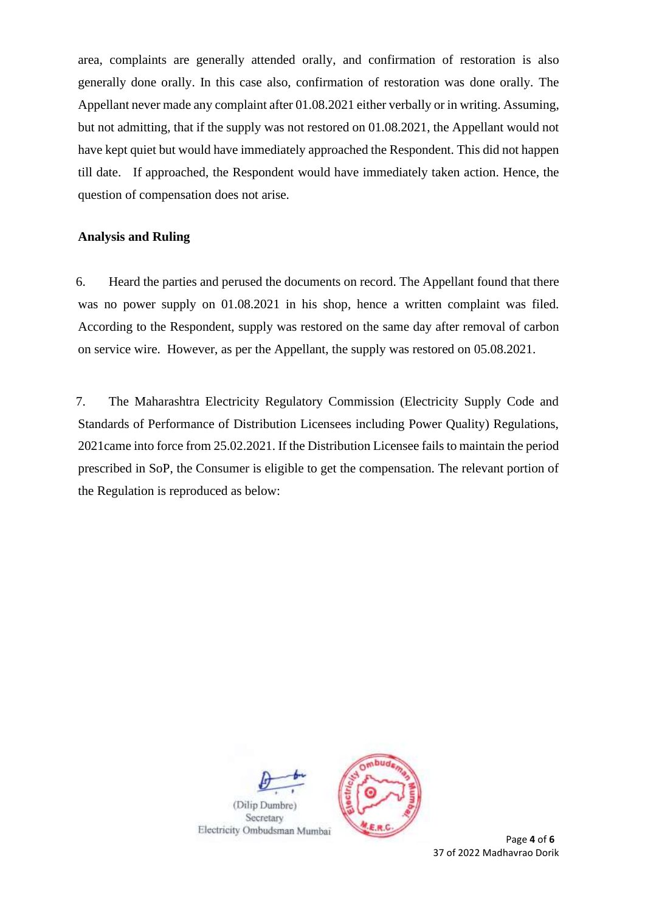area, complaints are generally attended orally, and confirmation of restoration is also generally done orally. In this case also, confirmation of restoration was done orally. The Appellant never made any complaint after 01.08.2021 either verbally or in writing. Assuming, but not admitting, that if the supply was not restored on 01.08.2021, the Appellant would not have kept quiet but would have immediately approached the Respondent. This did not happen till date. If approached, the Respondent would have immediately taken action. Hence, the question of compensation does not arise.

**Analysis and Ruling**

6. Heard the parties and perused the documents on record. The Appellant found that there was no power supply on 01.08.2021 in his shop, hence a written complaint was filed. According to the Respondent, supply was restored on the same day after removal of carbon on service wire. However, as per the Appellant, the supply was restored on 05.08.2021.

7. The Maharashtra Electricity Regulatory Commission (Electricity Supply Code and Standards of Performance of Distribution Licensees including Power Quality) Regulations, 2021came into force from 25.02.2021. If the Distribution Licensee fails to maintain the period prescribed in SoP, the Consumer is eligible to get the compensation. The relevant portion of the Regulation is reproduced as below:

(Dilip Dumbre)
Secretary
Electricity Ombudsman Mumbai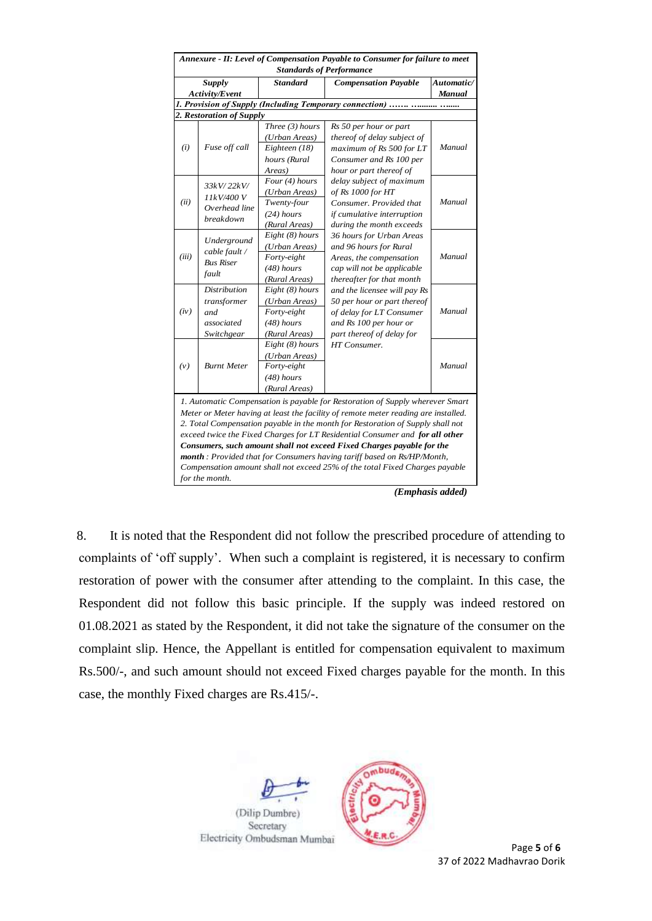| *Annexure - II: Level of Compensation Payable to Consumer for failure to meet Standards of Performance* | | | | |
|---|---|---|---|---|
| ***Supply Activity/Event*** | | ***Standard*** | ***Compensation Payable*** | ***Automatic/ Manual*** |
| ***1. Provision of Supply (Including Temporary connection) ……. …....... …....*** | | | | |
| ***2. Restoration of Supply*** | | | | |
| *(i)* | *Fuse off call* | *Three (3) hours (Urban Areas) Eighteen (18) hours (Rural Areas)* | *Rs 50 per hour or part thereof of delay subject of maximum of Rs 500 for LT Consumer and Rs 100 per hour or part thereof of delay subject of maximum of Rs 1000 for HT Consumer. Provided that if cumulative interruption during the month exceeds 36 hours for Urban Areas and 96 hours for Rural Areas, the compensation cap will not be applicable thereafter for that month and the licensee will pay Rs 50 per hour or part thereof of delay for LT Consumer and Rs 100 per hour or part thereof of delay for HT Consumer.* | *Manual* |
| *(ii)* | *33kV/ 22kV/ 11kV/400 V Overhead line breakdown* | *Four (4) hours (Urban Areas) Twenty-four (24) hours (Rural Areas)* | | *Manual* |
| *(iii)* | *Underground cable fault / Bus Riser fault* | *Eight (8) hours (Urban Areas) Forty-eight (48) hours (Rural Areas)* | | *Manual* |
| *(iv)* | *Distribution transformer and associated Switchgear* | *Eight (8) hours (Urban Areas) Forty-eight (48) hours (Rural Areas)* | | *Manual* |
| *(v)* | *Burnt Meter* | *Eight (8) hours (Urban Areas) Forty-eight (48) hours (Rural Areas)* | | *Manual* |
| *1. Automatic Compensation is payable for Restoration of Supply wherever Smart Meter or Meter having at least the facility of remote meter reading are installed. 2. Total Compensation payable in the month for Restoration of Supply shall not exceed twice the Fixed Charges for LT Residential Consumer and* ***for all other Consumers, such amount shall not exceed Fixed Charges payable for the month*** *: Provided that for Consumers having tariff based on Rs/HP/Month, Compensation amount shall not exceed 25% of the total Fixed Charges payable for the month.* | | | | |

***(Emphasis added)***

8. It is noted that the Respondent did not follow the prescribed procedure of attending to complaints of 'off supply'. When such a complaint is registered, it is necessary to confirm restoration of power with the consumer after attending to the complaint. In this case, the Respondent did not follow this basic principle. If the supply was indeed restored on 01.08.2021 as stated by the Respondent, it did not take the signature of the consumer on the complaint slip. Hence, the Appellant is entitled for compensation equivalent to maximum Rs.500/-, and such amount should not exceed Fixed charges payable for the month. In this case, the monthly Fixed charges are Rs.415/-.

(Dilip Dumbre)
Secretary
Electricity Ombudsman Mumbai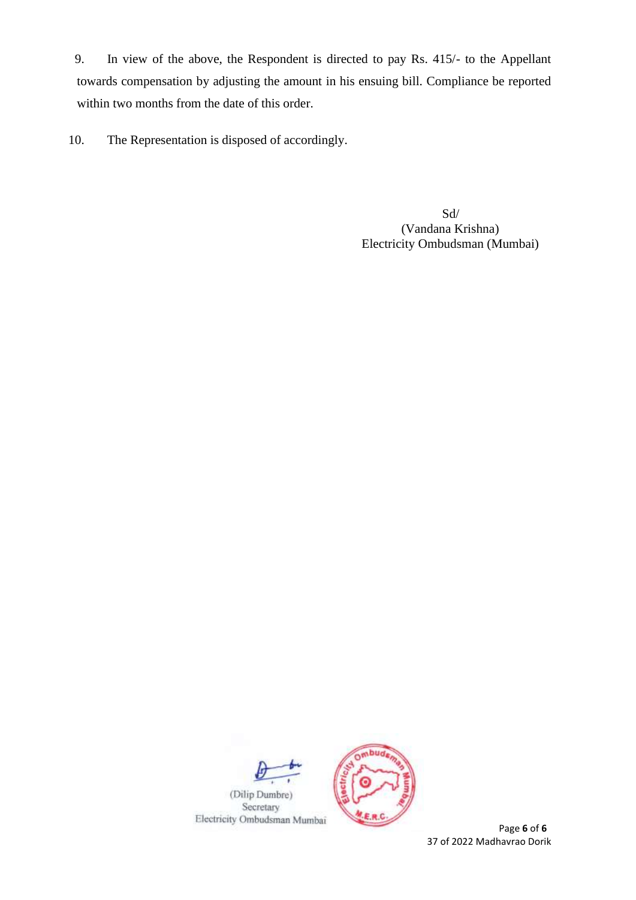9. In view of the above, the Respondent is directed to pay Rs. 415/- to the Appellant towards compensation by adjusting the amount in his ensuing bill. Compliance be reported within two months from the date of this order.

10. The Representation is disposed of accordingly.

Sd/
(Vandana Krishna)
Electricity Ombudsman (Mumbai)

(Dilip Dumbre)
Secretary
Electricity Ombudsman Mumbai